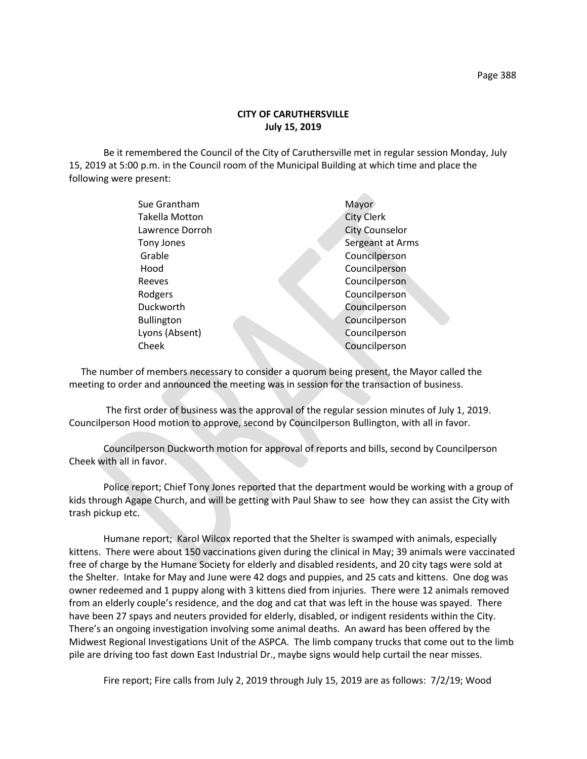**CITY OF CARUTHERSVILLE**
**July 15, 2019**

Be it remembered the Council of the City of Caruthersville met in regular session Monday, July 15, 2019 at 5:00 p.m. in the Council room of the Municipal Building at which time and place the following were present:

| | |
|---|---|
| Sue Grantham | Mayor |
| Takella Motton | City Clerk |
| Lawrence Dorroh | City Counselor |
| Tony Jones | Sergeant at Arms |
| Grable | Councilperson |
| Hood | Councilperson |
| Reeves | Councilperson |
| Rodgers | Councilperson |
| Duckworth | Councilperson |
| Bullington | Councilperson |
| Lyons (Absent) | Councilperson |
| Cheek | Councilperson |

The number of members necessary to consider a quorum being present, the Mayor called the meeting to order and announced the meeting was in session for the transaction of business.

The first order of business was the approval of the regular session minutes of July 1, 2019. Councilperson Hood motion to approve, second by Councilperson Bullington, with all in favor.

Councilperson Duckworth motion for approval of reports and bills, second by Councilperson Cheek with all in favor.

Police report; Chief Tony Jones reported that the department would be working with a group of kids through Agape Church, and will be getting with Paul Shaw to see how they can assist the City with trash pickup etc.

Humane report; Karol Wilcox reported that the Shelter is swamped with animals, especially kittens. There were about 150 vaccinations given during the clinical in May; 39 animals were vaccinated free of charge by the Humane Society for elderly and disabled residents, and 20 city tags were sold at the Shelter. Intake for May and June were 42 dogs and puppies, and 25 cats and kittens. One dog was owner redeemed and 1 puppy along with 3 kittens died from injuries. There were 12 animals removed from an elderly couple's residence, and the dog and cat that was left in the house was spayed. There have been 27 spays and neuters provided for elderly, disabled, or indigent residents within the City. There's an ongoing investigation involving some animal deaths. An award has been offered by the Midwest Regional Investigations Unit of the ASPCA. The limb company trucks that come out to the limb pile are driving too fast down East Industrial Dr., maybe signs would help curtail the near misses.

Fire report; Fire calls from July 2, 2019 through July 15, 2019 are as follows: 7/2/19; Wood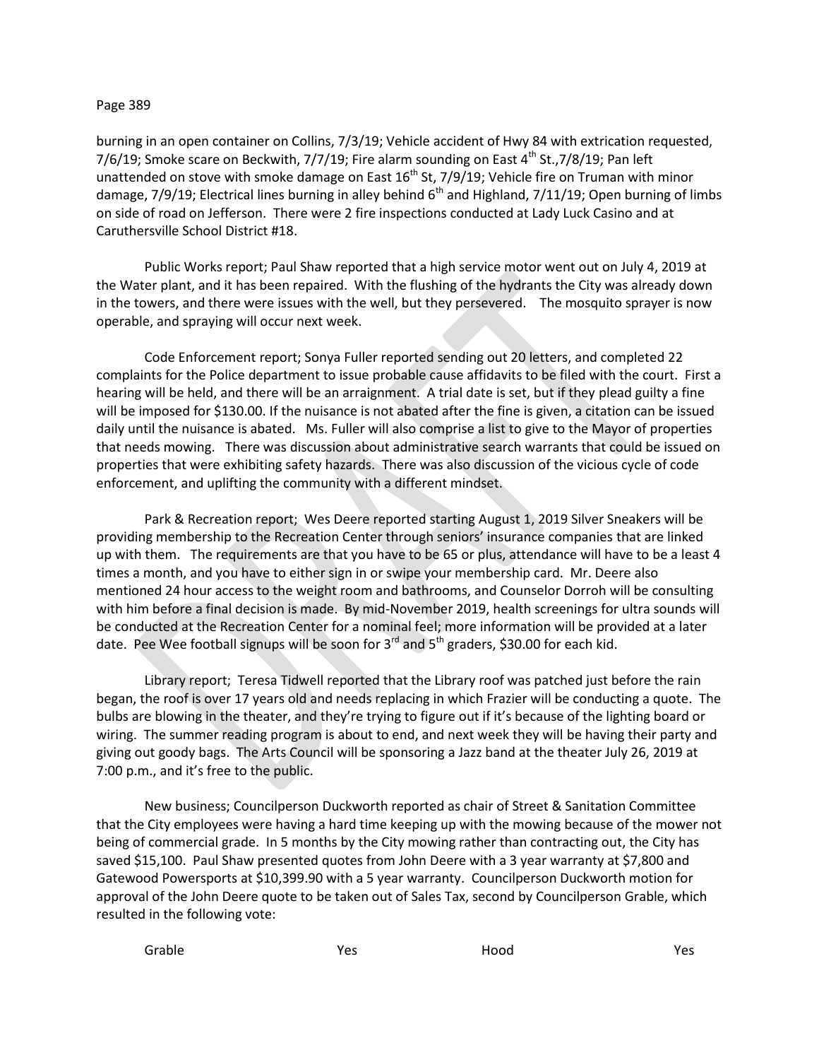burning in an open container on Collins, 7/3/19; Vehicle accident of Hwy 84 with extrication requested, 7/6/19; Smoke scare on Beckwith, 7/7/19; Fire alarm sounding on East 4th St.,7/8/19; Pan left unattended on stove with smoke damage on East 16th St, 7/9/19; Vehicle fire on Truman with minor damage, 7/9/19; Electrical lines burning in alley behind 6th and Highland, 7/11/19; Open burning of limbs on side of road on Jefferson. There were 2 fire inspections conducted at Lady Luck Casino and at Caruthersville School District #18.

Public Works report; Paul Shaw reported that a high service motor went out on July 4, 2019 at the Water plant, and it has been repaired. With the flushing of the hydrants the City was already down in the towers, and there were issues with the well, but they persevered. The mosquito sprayer is now operable, and spraying will occur next week.

Code Enforcement report; Sonya Fuller reported sending out 20 letters, and completed 22 complaints for the Police department to issue probable cause affidavits to be filed with the court. First a hearing will be held, and there will be an arraignment. A trial date is set, but if they plead guilty a fine will be imposed for $130.00. If the nuisance is not abated after the fine is given, a citation can be issued daily until the nuisance is abated. Ms. Fuller will also comprise a list to give to the Mayor of properties that needs mowing. There was discussion about administrative search warrants that could be issued on properties that were exhibiting safety hazards. There was also discussion of the vicious cycle of code enforcement, and uplifting the community with a different mindset.

Park & Recreation report; Wes Deere reported starting August 1, 2019 Silver Sneakers will be providing membership to the Recreation Center through seniors' insurance companies that are linked up with them. The requirements are that you have to be 65 or plus, attendance will have to be a least 4 times a month, and you have to either sign in or swipe your membership card. Mr. Deere also mentioned 24 hour access to the weight room and bathrooms, and Counselor Dorroh will be consulting with him before a final decision is made. By mid-November 2019, health screenings for ultra sounds will be conducted at the Recreation Center for a nominal feel; more information will be provided at a later date. Pee Wee football signups will be soon for 3rd and 5th graders, $30.00 for each kid.

Library report; Teresa Tidwell reported that the Library roof was patched just before the rain began, the roof is over 17 years old and needs replacing in which Frazier will be conducting a quote. The bulbs are blowing in the theater, and they're trying to figure out if it's because of the lighting board or wiring. The summer reading program is about to end, and next week they will be having their party and giving out goody bags. The Arts Council will be sponsoring a Jazz band at the theater July 26, 2019 at 7:00 p.m., and it's free to the public.

New business; Councilperson Duckworth reported as chair of Street & Sanitation Committee that the City employees were having a hard time keeping up with the mowing because of the mower not being of commercial grade. In 5 months by the City mowing rather than contracting out, the City has saved $15,100. Paul Shaw presented quotes from John Deere with a 3 year warranty at $7,800 and Gatewood Powersports at $10,399.90 with a 5 year warranty. Councilperson Duckworth motion for approval of the John Deere quote to be taken out of Sales Tax, second by Councilperson Grable, which resulted in the following vote:

| | | | |
|---|---|---|---|
| Grable | Yes | Hood | Yes |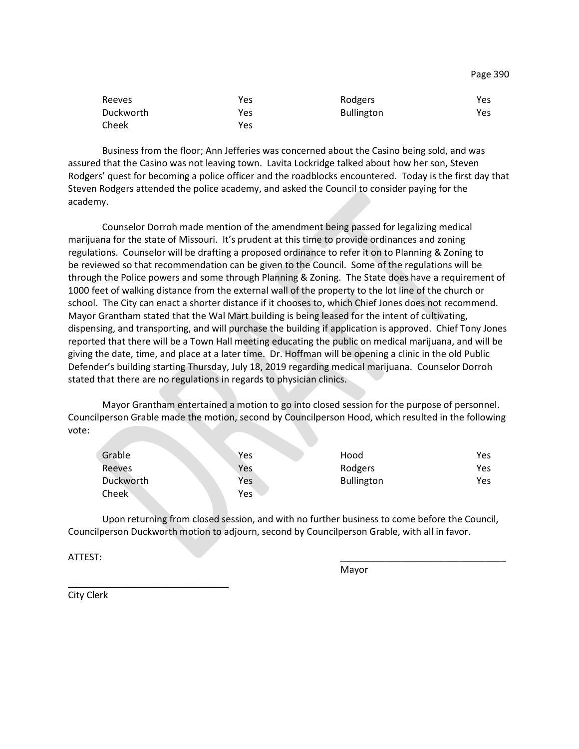| | | | |
|---|---|---|---|
| Reeves | Yes | Rodgers | Yes |
| Duckworth | Yes | Bullington | Yes |
| Cheek | Yes | | |

Business from the floor; Ann Jefferies was concerned about the Casino being sold, and was assured that the Casino was not leaving town. Lavita Lockridge talked about how her son, Steven Rodgers' quest for becoming a police officer and the roadblocks encountered. Today is the first day that Steven Rodgers attended the police academy, and asked the Council to consider paying for the academy.

Counselor Dorroh made mention of the amendment being passed for legalizing medical marijuana for the state of Missouri. It's prudent at this time to provide ordinances and zoning regulations. Counselor will be drafting a proposed ordinance to refer it on to Planning & Zoning to be reviewed so that recommendation can be given to the Council. Some of the regulations will be through the Police powers and some through Planning & Zoning. The State does have a requirement of 1000 feet of walking distance from the external wall of the property to the lot line of the church or school. The City can enact a shorter distance if it chooses to, which Chief Jones does not recommend. Mayor Grantham stated that the Wal Mart building is being leased for the intent of cultivating, dispensing, and transporting, and will purchase the building if application is approved. Chief Tony Jones reported that there will be a Town Hall meeting educating the public on medical marijuana, and will be giving the date, time, and place at a later time. Dr. Hoffman will be opening a clinic in the old Public Defender's building starting Thursday, July 18, 2019 regarding medical marijuana. Counselor Dorroh stated that there are no regulations in regards to physician clinics.

Mayor Grantham entertained a motion to go into closed session for the purpose of personnel. Councilperson Grable made the motion, second by Councilperson Hood, which resulted in the following vote:

| | | | |
|---|---|---|---|
| Grable | Yes | Hood | Yes |
| Reeves | Yes | Rodgers | Yes |
| Duckworth | Yes | Bullington | Yes |
| Cheek | Yes | | |

Upon returning from closed session, and with no further business to come before the Council, Councilperson Duckworth motion to adjourn, second by Councilperson Grable, with all in favor.

ATTEST:

\_\_\_\_\_\_\_\_\_\_\_\_\_\_\_\_\_\_\_\_\_\_\_\_\_\_\_\_\_\_\_\_
Mayor

\_\_\_\_\_\_\_\_\_\_\_\_\_\_\_\_\_\_\_\_\_\_\_\_\_\_\_\_\_\_\_\_
City Clerk

DRAFT